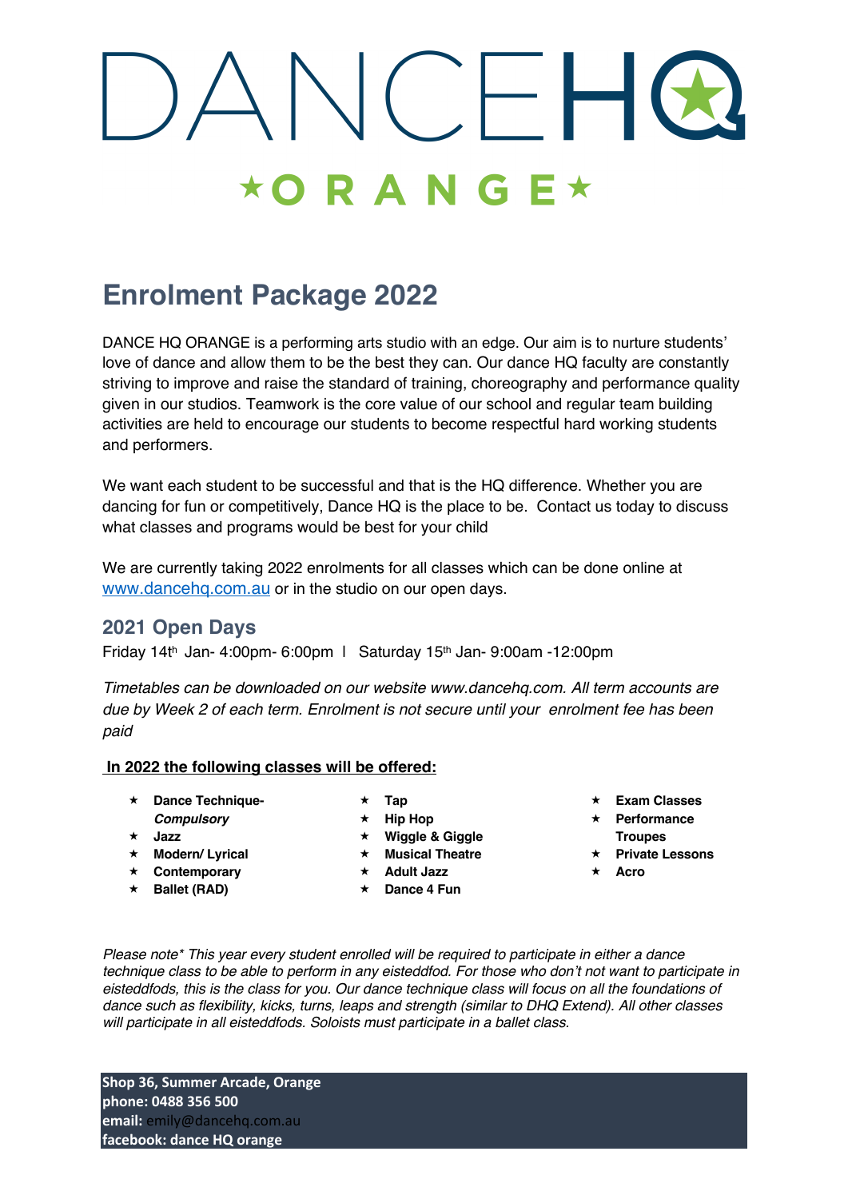# DANCEHQ

**★ORANGE★**

## Enrolment Package 2022

DANCE HQ ORANGE is a performing arts studio with an edge. Our aim is to nurture students' love of dance and allow them to be the best they can. Our dance HQ faculty are constantly striving to improve and raise the standard of training, choreography and performance quality given in our studios. Teamwork is the core value of our school and regular team building activities are held to encourage our students to become respectful hard working students and performers.

We want each student to be successful and that is the HQ difference. Whether you are dancing for fun or competitively, Dance HQ is the place to be. Contact us today to discuss what classes and programs would be best for your child

We are currently taking 2022 enrolments for all classes which can be done online at www.dancehq.com.au or in the studio on our open days.

### 2021 Open Days

Friday 14th Jan- 4:00pm- 6:00pm | Saturday 15th Jan- 9:00am -12:00pm

*Timetables can be downloaded on our website www.dancehq.com. All term accounts are due by Week 2 of each term. Enrolment is not secure until your enrolment fee has been paid*

**In 2022 the following classes will be offered:**

- **Dance Technique- *Compulsory***
- **Jazz**
- **Modern/ Lyrical**
- **Contemporary**
- **Ballet (RAD)**
- **Tap**
- **Hip Hop**
- **Wiggle & Giggle**
- **Musical Theatre**
- **Adult Jazz**
- **Dance 4 Fun**
- **Exam Classes**
- **Performance Troupes**
- **Private Lessons**
- **Acro**

*Please note\* This year every student enrolled will be required to participate in either a dance technique class to be able to perform in any eisteddfod. For those who don't not want to participate in eisteddfods, this is the class for you. Our dance technique class will focus on all the foundations of dance such as flexibility, kicks, turns, leaps and strength (similar to DHQ Extend). All other classes will participate in all eisteddfods. Soloists must participate in a ballet class.*

**Shop 36, Summer Arcade, Orange**
**phone: 0488 356 500**
**email:** emily@dancehq.com.au
**facebook: dance HQ orange**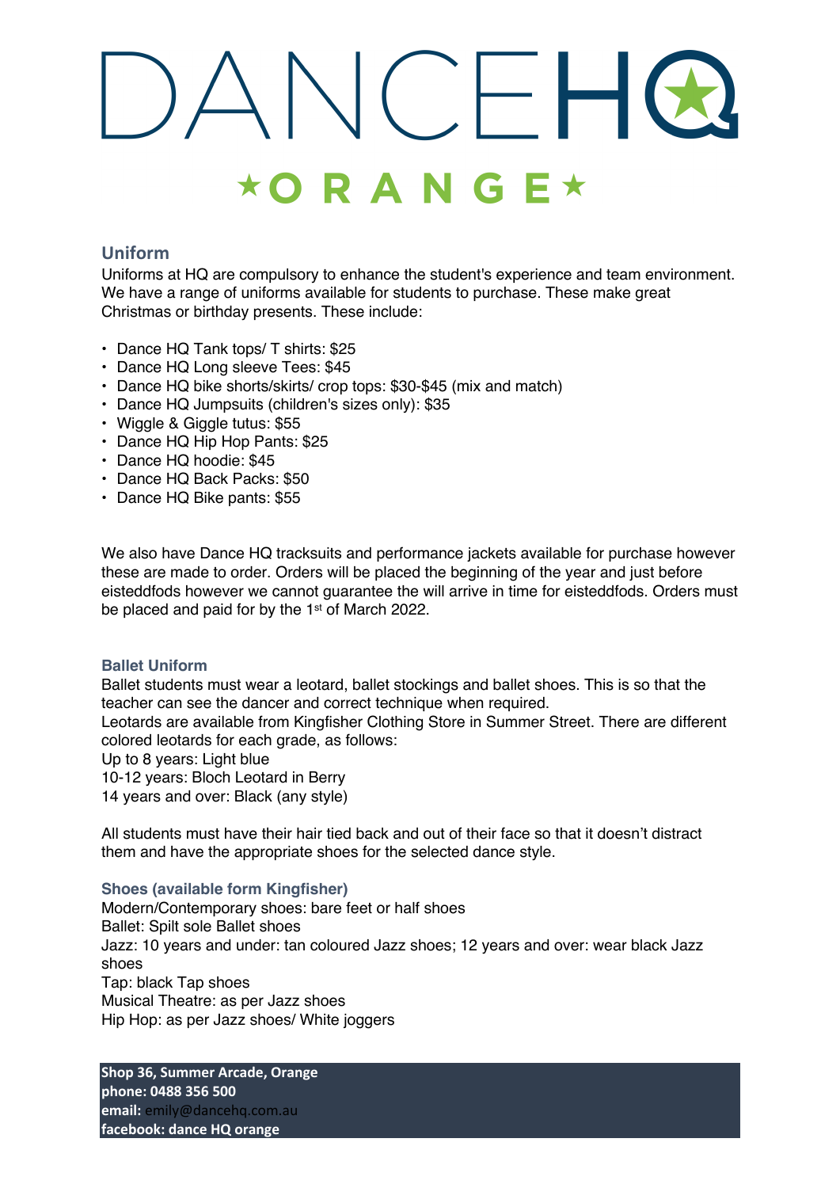# DANCEHQ

★ORANGE★

## Uniform

Uniforms at HQ are compulsory to enhance the student's experience and team environment. We have a range of uniforms available for students to purchase. These make great Christmas or birthday presents. These include:

- Dance HQ Tank tops/ T shirts: $25
- Dance HQ Long sleeve Tees: $45
- Dance HQ bike shorts/skirts/ crop tops: $30-$45 (mix and match)
- Dance HQ Jumpsuits (children's sizes only): $35
- Wiggle & Giggle tutus: $55
- Dance HQ Hip Hop Pants: $25
- Dance HQ hoodie: $45
- Dance HQ Back Packs: $50
- Dance HQ Bike pants: $55

We also have Dance HQ tracksuits and performance jackets available for purchase however these are made to order. Orders will be placed the beginning of the year and just before eisteddfods however we cannot guarantee the will arrive in time for eisteddfods. Orders must be placed and paid for by the 1st of March 2022.

### Ballet Uniform

Ballet students must wear a leotard, ballet stockings and ballet shoes. This is so that the teacher can see the dancer and correct technique when required.
Leotards are available from Kingfisher Clothing Store in Summer Street. There are different colored leotards for each grade, as follows:
Up to 8 years: Light blue
10-12 years: Bloch Leotard in Berry
14 years and over: Black (any style)

All students must have their hair tied back and out of their face so that it doesn't distract them and have the appropriate shoes for the selected dance style.

### Shoes (available form Kingfisher)

Modern/Contemporary shoes: bare feet or half shoes
Ballet: Spilt sole Ballet shoes
Jazz: 10 years and under: tan coloured Jazz shoes; 12 years and over: wear black Jazz shoes
Tap: black Tap shoes
Musical Theatre: as per Jazz shoes
Hip Hop: as per Jazz shoes/ White joggers

**Shop 36, Summer Arcade, Orange**
**phone: 0488 356 500**
**email:** emily@dancehq.com.au
**facebook: dance HQ orange**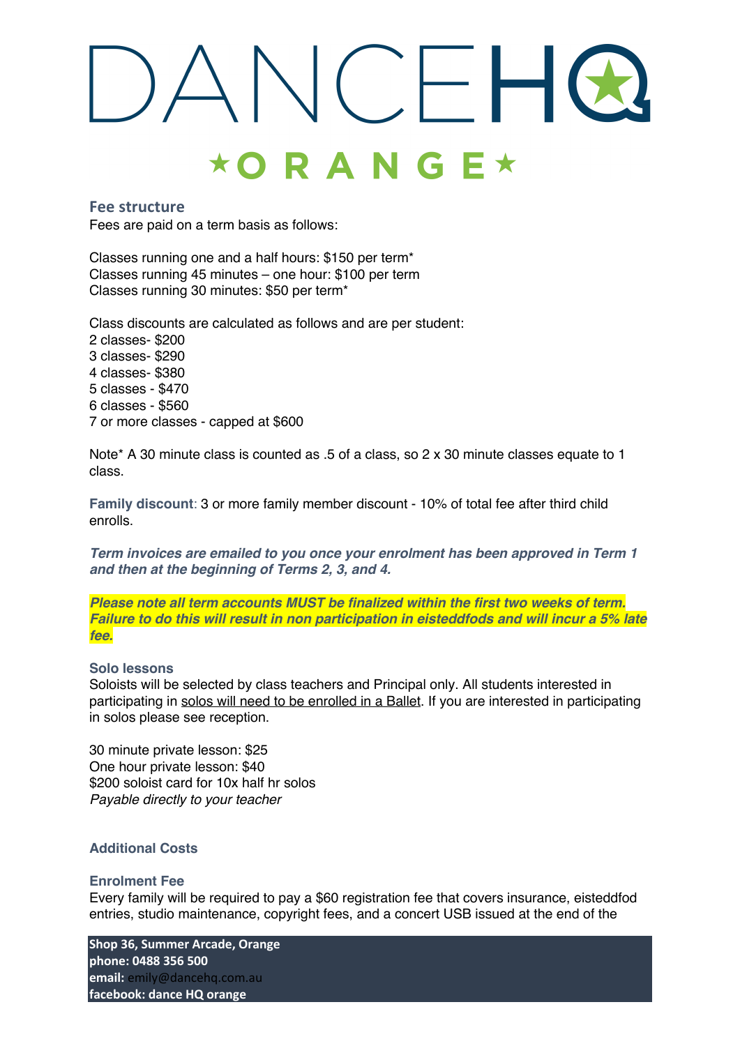# DANCEHQ

★ORANGE★

## Fee structure

Fees are paid on a term basis as follows:

Classes running one and a half hours: $150 per term*
Classes running 45 minutes – one hour: $100 per term
Classes running 30 minutes: $50 per term*

Class discounts are calculated as follows and are per student:
2 classes- $200
3 classes- $290
4 classes- $380
5 classes - $470
6 classes - $560
7 or more classes - capped at $600

Note* A 30 minute class is counted as .5 of a class, so 2 x 30 minute classes equate to 1 class.

**Family discount**: 3 or more family member discount - 10% of total fee after third child enrolls.

***Term invoices are emailed to you once your enrolment has been approved in Term 1 and then at the beginning of Terms 2, 3, and 4.***

***Please note all term accounts MUST be finalized within the first two weeks of term. Failure to do this will result in non participation in eisteddfods and will incur a 5% late fee.***

### Solo lessons

Soloists will be selected by class teachers and Principal only. All students interested in participating in solos will need to be enrolled in a Ballet. If you are interested in participating in solos please see reception.

30 minute private lesson: $25
One hour private lesson: $40
$200 soloist card for 10x half hr solos
*Payable directly to your teacher*

### Additional Costs

### Enrolment Fee

Every family will be required to pay a $60 registration fee that covers insurance, eisteddfod entries, studio maintenance, copyright fees, and a concert USB issued at the end of the

**Shop 36, Summer Arcade, Orange**
**phone: 0488 356 500**
**email:** emily@dancehq.com.au
**facebook: dance HQ orange**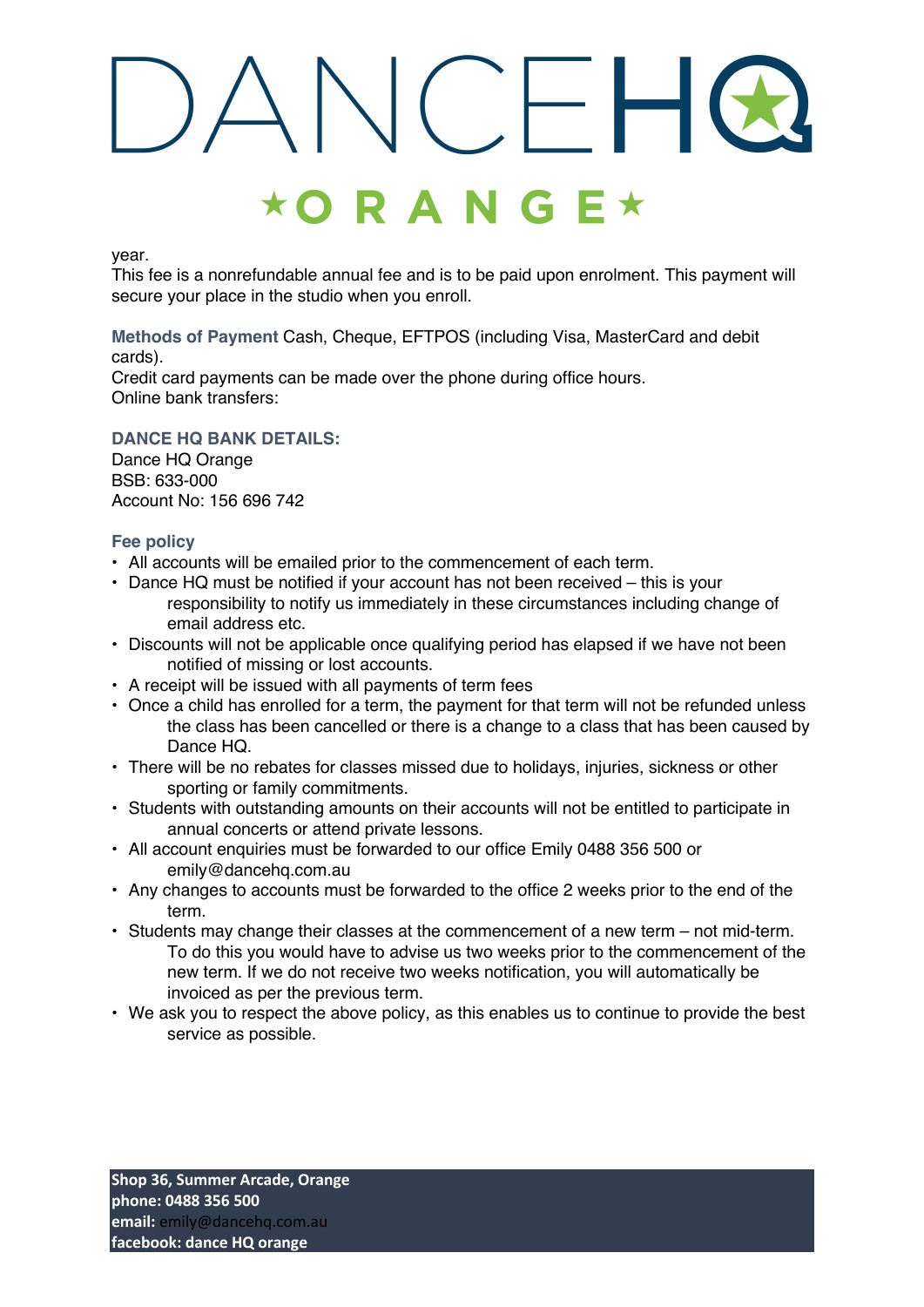year.
This fee is a nonrefundable annual fee and is to be paid upon enrolment. This payment will secure your place in the studio when you enroll.

**Methods of Payment** Cash, Cheque, EFTPOS (including Visa, MasterCard and debit cards).
Credit card payments can be made over the phone during office hours.
Online bank transfers:

**DANCE HQ BANK DETAILS:**
Dance HQ Orange
BSB: 633-000
Account No: 156 696 742

**Fee policy**

- All accounts will be emailed prior to the commencement of each term.
- Dance HQ must be notified if your account has not been received – this is your responsibility to notify us immediately in these circumstances including change of email address etc.
- Discounts will not be applicable once qualifying period has elapsed if we have not been notified of missing or lost accounts.
- A receipt will be issued with all payments of term fees
- Once a child has enrolled for a term, the payment for that term will not be refunded unless the class has been cancelled or there is a change to a class that has been caused by Dance HQ.
- There will be no rebates for classes missed due to holidays, injuries, sickness or other sporting or family commitments.
- Students with outstanding amounts on their accounts will not be entitled to participate in annual concerts or attend private lessons.
- All account enquiries must be forwarded to our office Emily 0488 356 500 or emily@dancehq.com.au
- Any changes to accounts must be forwarded to the office 2 weeks prior to the end of the term.
- Students may change their classes at the commencement of a new term – not mid-term. To do this you would have to advise us two weeks prior to the commencement of the new term. If we do not receive two weeks notification, you will automatically be invoiced as per the previous term.
- We ask you to respect the above policy, as this enables us to continue to provide the best service as possible.

**Shop 36, Summer Arcade, Orange**
**phone: 0488 356 500**
**email:** emily@dancehq.com.au
**facebook: dance HQ orange**